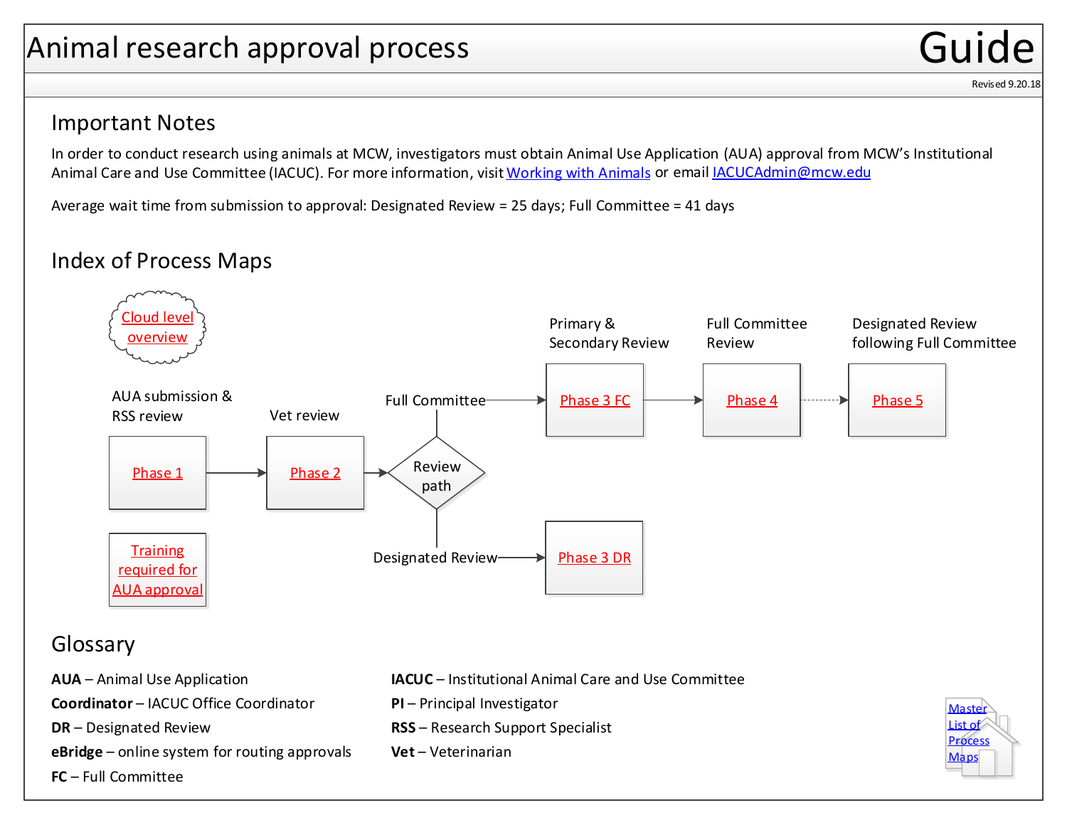# Animal research approval process

**Guide**

Revised 9.20.18

## Important Notes

In order to conduct research using animals at MCW, investigators must obtain Animal Use Application (AUA) approval from MCW's Institutional Animal Care and Use Committee (IACUC). For more information, visit [Working with Animals](#) or email [IACUCAdmin@mcw.edu](mailto:IACUCAdmin@mcw.edu)

Average wait time from submission to approval: Designated Review = 25 days; Full Committee = 41 days

## Index of Process Maps

[Cloud level overview](#)

AUA submission & RSS review

[Phase 1](#)

Vet review

[Phase 2](#)

Review path

Full Committee

Primary & Secondary Review

[Phase 3 FC](#)

Full Committee Review

[Phase 4](#)

Designated Review following Full Committee

[Phase 5](#)

Designated Review

[Phase 3 DR](#)

[Training required for AUA approval](#)

## Glossary

**AUA** – Animal Use Application

**Coordinator** – IACUC Office Coordinator

**DR** – Designated Review

**eBridge** – online system for routing approvals

**FC** – Full Committee

**IACUC** – Institutional Animal Care and Use Committee

**PI** – Principal Investigator

**RSS** – Research Support Specialist

**Vet** – Veterinarian

[Master List of Process Maps](#)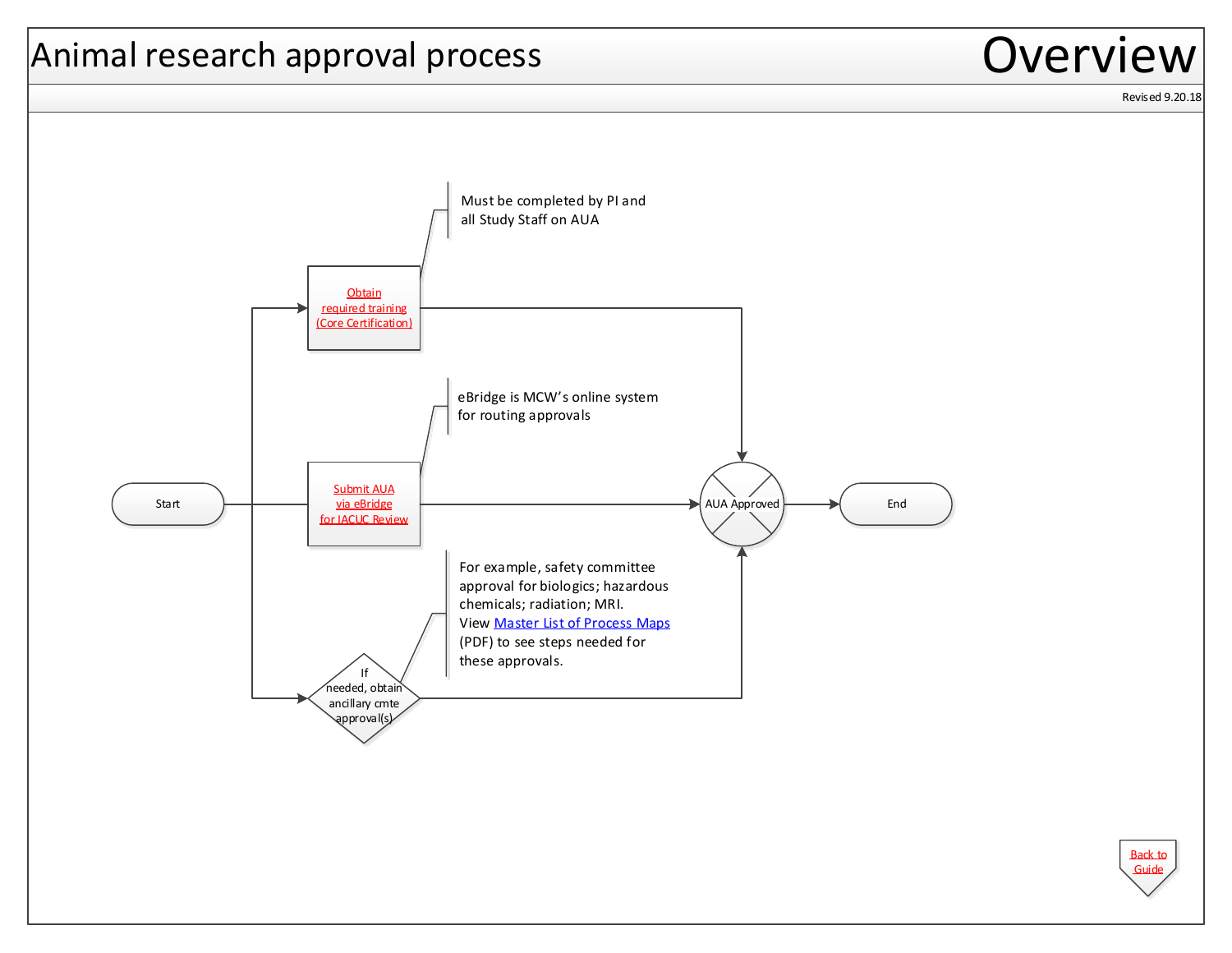# Animal research approval process

# Overview

Revised 9.20.18

Start

Obtain required training (Core Certification)

Must be completed by PI and all Study Staff on AUA

Submit AUA via eBridge for IACUC Review

eBridge is MCW's online system for routing approvals

If needed, obtain ancillary cmte approval(s)

For example, safety committee approval for biologics; hazardous chemicals; radiation; MRI. View Master List of Process Maps (PDF) to see steps needed for these approvals.

AUA Approved

End

Back to Guide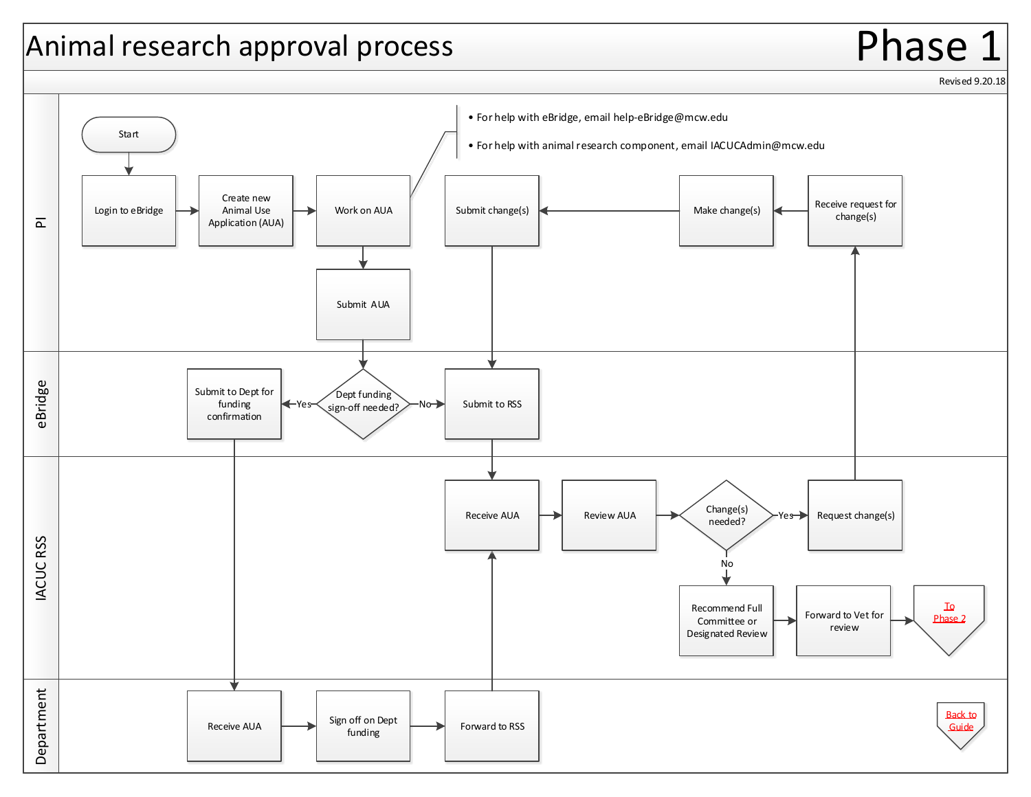# Animal research approval process

## Phase 1

Revised 9.20.18

**PI**

Start

Login to eBridge

Create new Animal Use Application (AUA)

Work on AUA

- For help with eBridge, email help-eBridge@mcw.edu
- For help with animal research component, email IACUCAdmin@mcw.edu

Submit AUA

Submit change(s)

Make change(s)

Receive request for change(s)

**eBridge**

Submit to Dept for funding confirmation

Yes

Dept funding sign-off needed?

No

Submit to RSS

**IACUC RSS**

Receive AUA

Review AUA

Change(s) needed?

Yes

Request change(s)

No

Recommend Full Committee or Designated Review

Forward to Vet for review

To Phase 2

**Department**

Receive AUA

Sign off on Dept funding

Forward to RSS

Back to Guide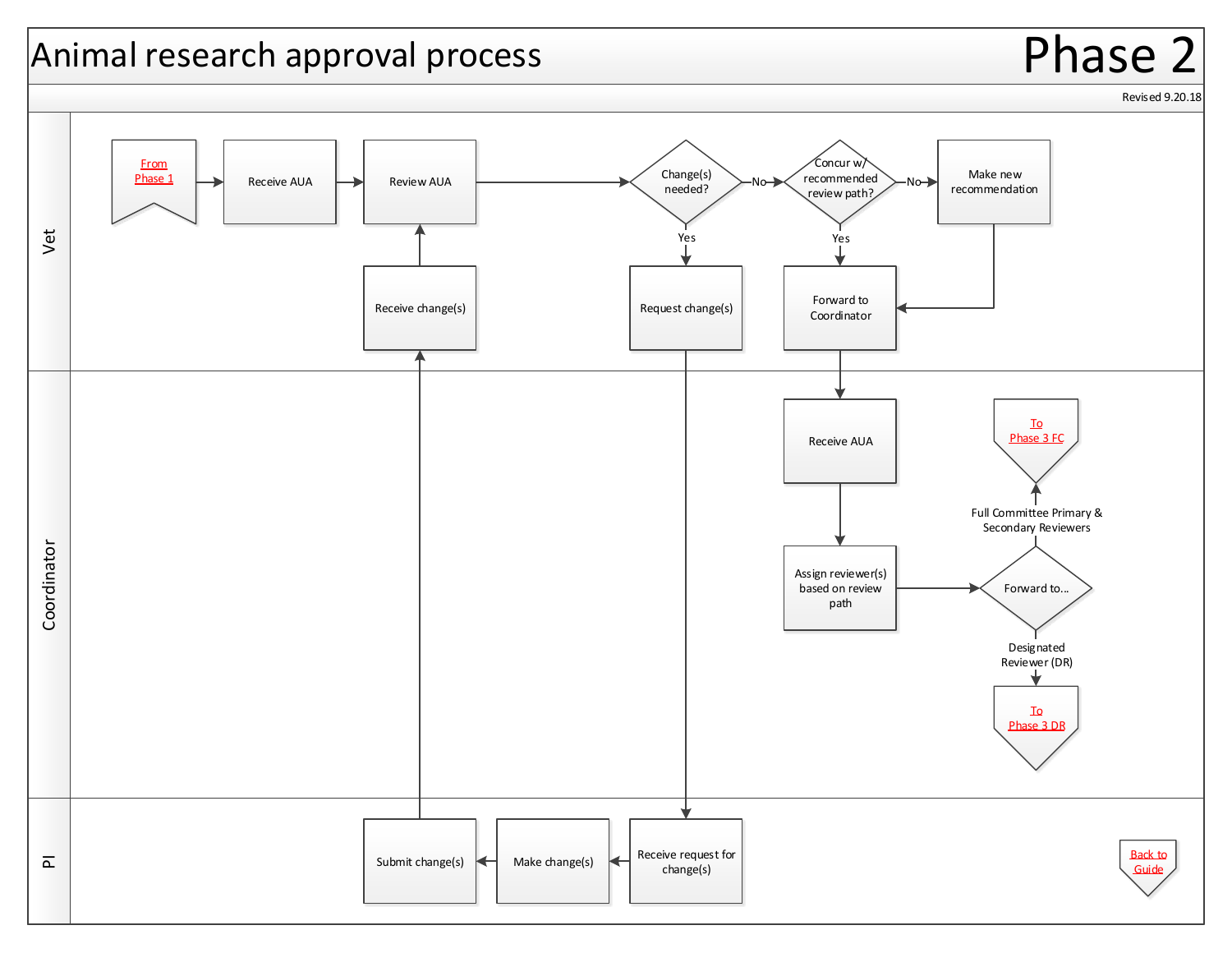# Animal research approval process

# Phase 2

Revised 9.20.18

**Vet**

- From Phase 1 → Receive AUA → Review AUA → Change(s) needed?
  - Yes → Request change(s)
  - No → Concur w/ recommended review path?
    - Yes → Forward to Coordinator
    - No → Make new recommendation → Forward to Coordinator
- Receive change(s) → Review AUA

**Coordinator**

- Receive AUA → Assign reviewer(s) based on review path → Forward to...
  - Full Committee Primary & Secondary Reviewers → To Phase 3 FC
  - Designated Reviewer (DR) → To Phase 3 DR

**PI**

- Receive request for change(s) → Make change(s) → Submit change(s) → Receive change(s)

Back to Guide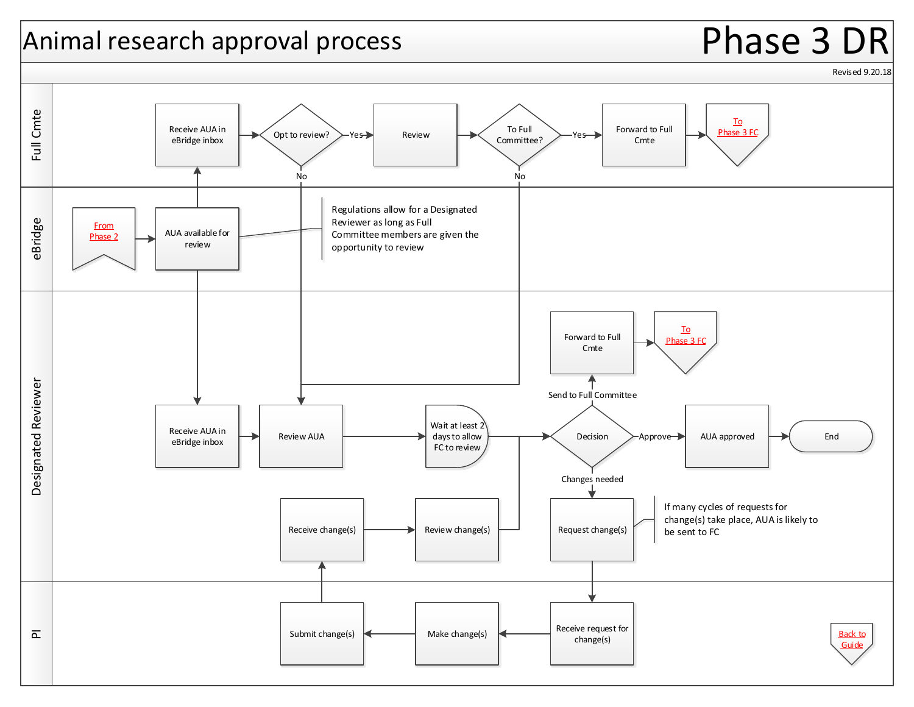# Animal research approval process

## Phase 3 DR

Revised 9.20.18

**Full Cmte**

Receive AUA in eBridge inbox

Opt to review?

Yes

No

Review

To Full Committee?

Yes

No

Forward to Full Cmte

To Phase 3 FC

**eBridge**

From Phase 2

AUA available for review

Regulations allow for a Designated Reviewer as long as Full Committee members are given the opportunity to review

**Designated Reviewer**

Receive AUA in eBridge inbox

Review AUA

Wait at least 2 days to allow FC to review

Decision

Send to Full Committee

Forward to Full Cmte

To Phase 3 FC

Approve

AUA approved

End

Changes needed

Request change(s)

If many cycles of requests for change(s) take place, AUA is likely to be sent to FC

Receive change(s)

Review change(s)

**PI**

Receive request for change(s)

Make change(s)

Submit change(s)

Back to Guide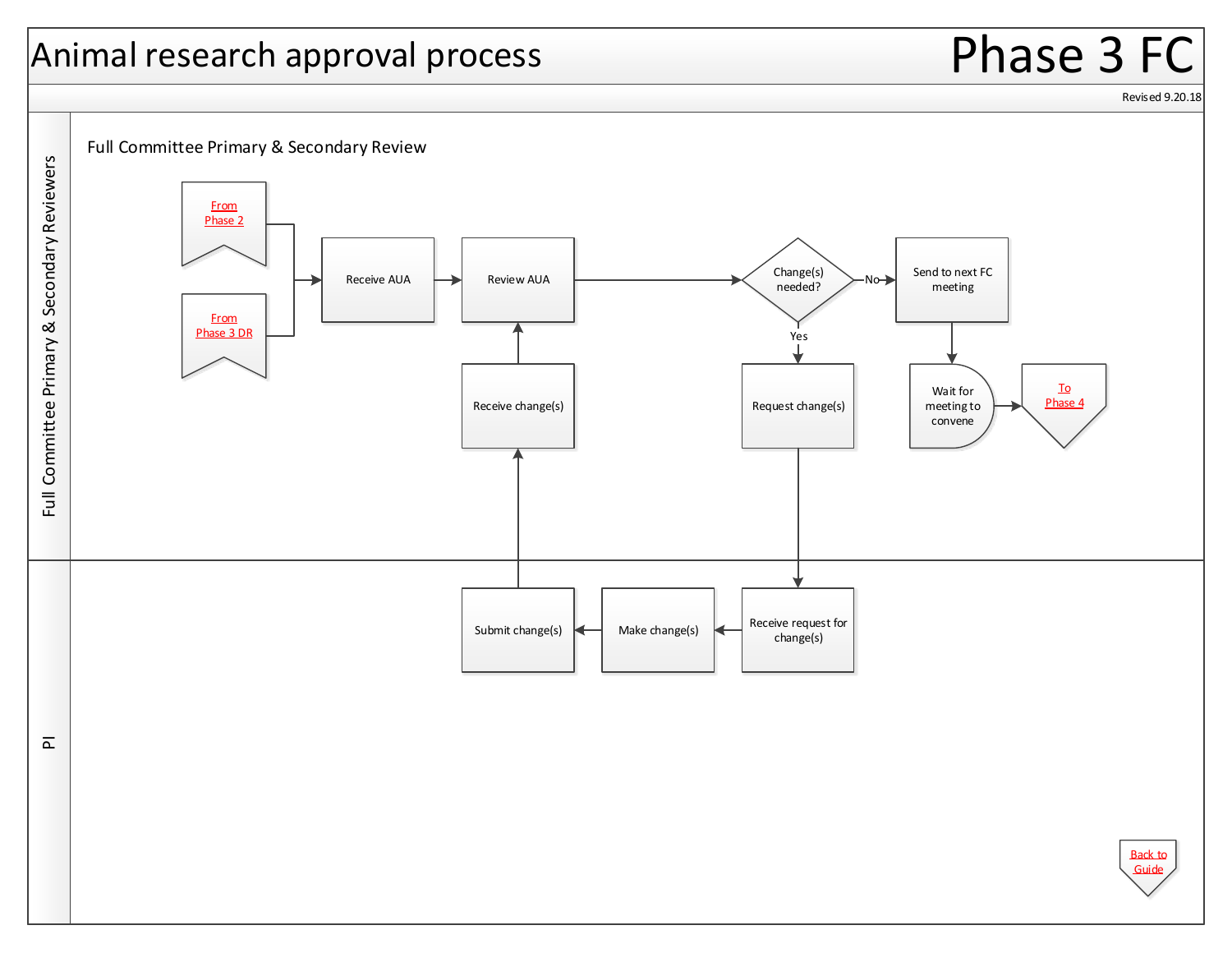# Animal research approval process

# Phase 3 FC

Revised 9.20.18

## Full Committee Primary & Secondary Review

**Full Committee Primary & Secondary Reviewers**

From Phase 2

From Phase 3 DR

Receive AUA

Review AUA

Change(s) needed?

No

Send to next FC meeting

Wait for meeting to convene

To Phase 4

Yes

Request change(s)

Receive change(s)

**PI**

Receive request for change(s)

Make change(s)

Submit change(s)

Back to Guide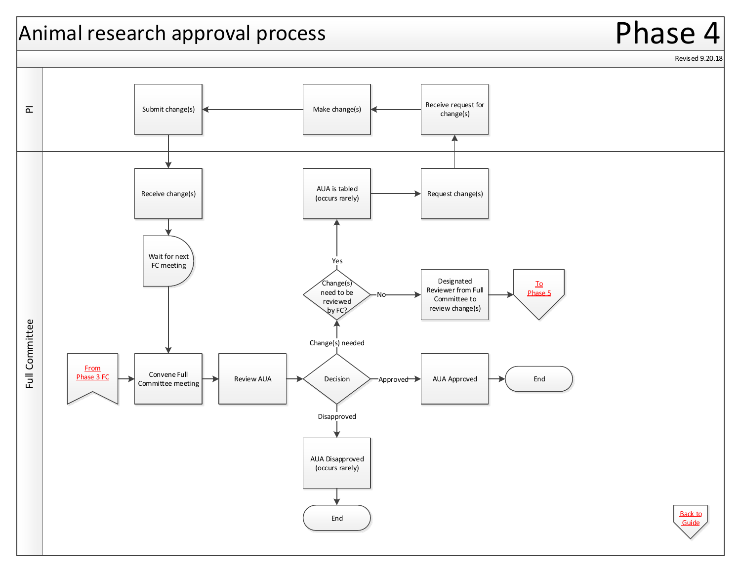# Animal research approval process

# Phase 4

Revised 9.20.18

PI

Submit change(s)

Make change(s)

Receive request for change(s)

Full Committee

Receive change(s)

AUA is tabled (occurs rarely)

Request change(s)

Wait for next FC meeting

Yes

Change(s) need to be reviewed by FC?

No

Designated Reviewer from Full Committee to review change(s)

To Phase 5

Change(s) needed

From Phase 3 FC

Convene Full Committee meeting

Review AUA

Decision

Approved

AUA Approved

End

Disapproved

AUA Disapproved (occurs rarely)

End

Back to Guide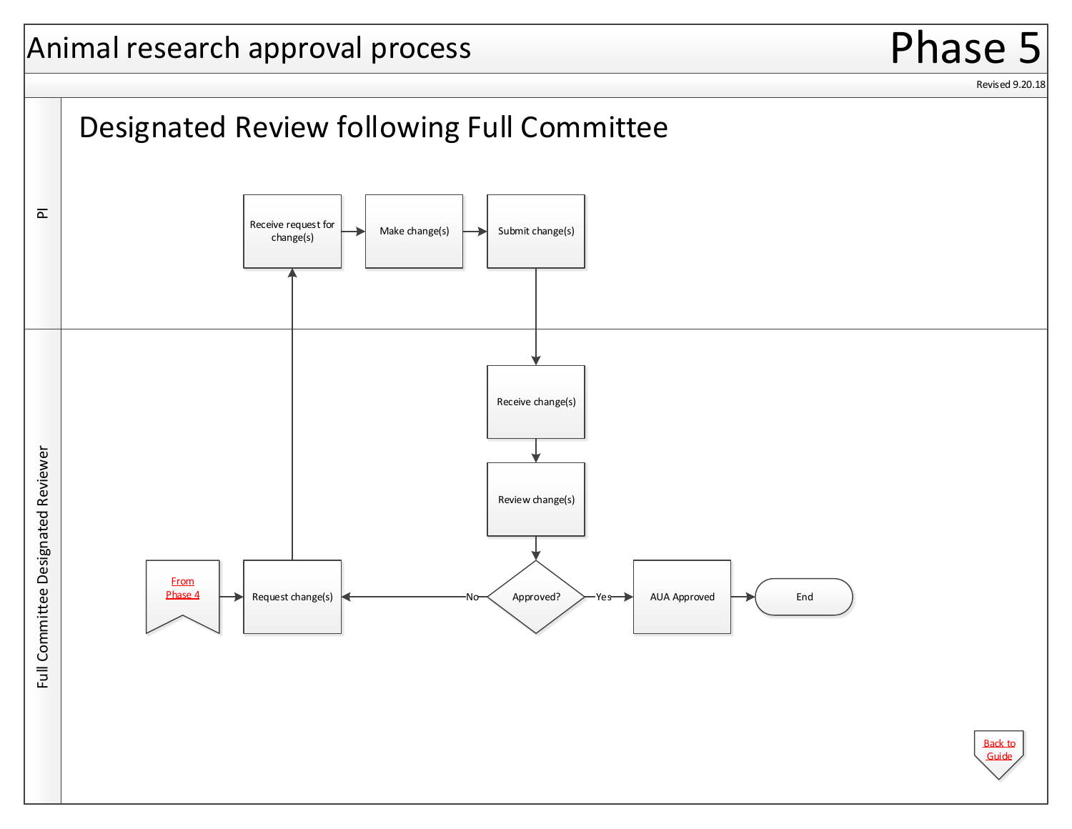# Animal research approval process

# Phase 5

Revised 9.20.18

## Designated Review following Full Committee

PI

Receive request for change(s)

Make change(s)

Submit change(s)

Full Committee Designated Reviewer

Receive change(s)

Review change(s)

From Phase 4

Request change(s)

No

Approved?

Yes

AUA Approved

End

Back to Guide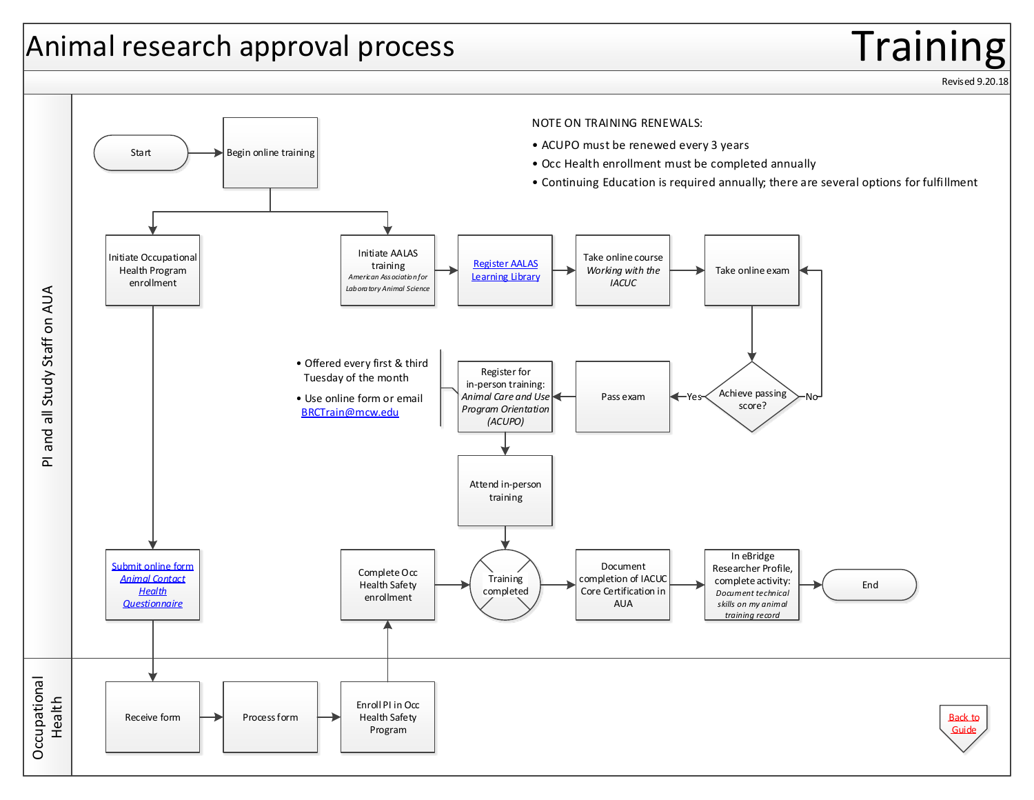# Animal research approval process

# Training

Revised 9.20.18

PI and all Study Staff on AUA

Occupational Health

NOTE ON TRAINING RENEWALS:

- ACUPO must be renewed every 3 years
- Occ Health enrollment must be completed annually
- Continuing Education is required annually; there are several options for fulfillment

Start

Begin online training

Initiate Occupational Health Program enrollment

Initiate AALAS training *American Association for Laboratory Animal Science*

Register AALAS Learning Library

Take online course *Working with the IACUC*

Take online exam

Achieve passing score?

No

Yes

Pass exam

Register for in-person training: *Animal Care and Use Program Orientation (ACUPO)*

- Offered every first & third Tuesday of the month
- Use online form or email BRCTrain@mcw.edu

Attend in-person training

Submit online form *Animal Contact Health Questionnaire*

Complete Occ Health Safety enrollment

Training completed

Document completion of IACUC Core Certification in AUA

In eBridge Researcher Profile, complete activity: *Document technical skills on my animal training record*

End

Receive form

Process form

Enroll PI in Occ Health Safety Program

Back to Guide